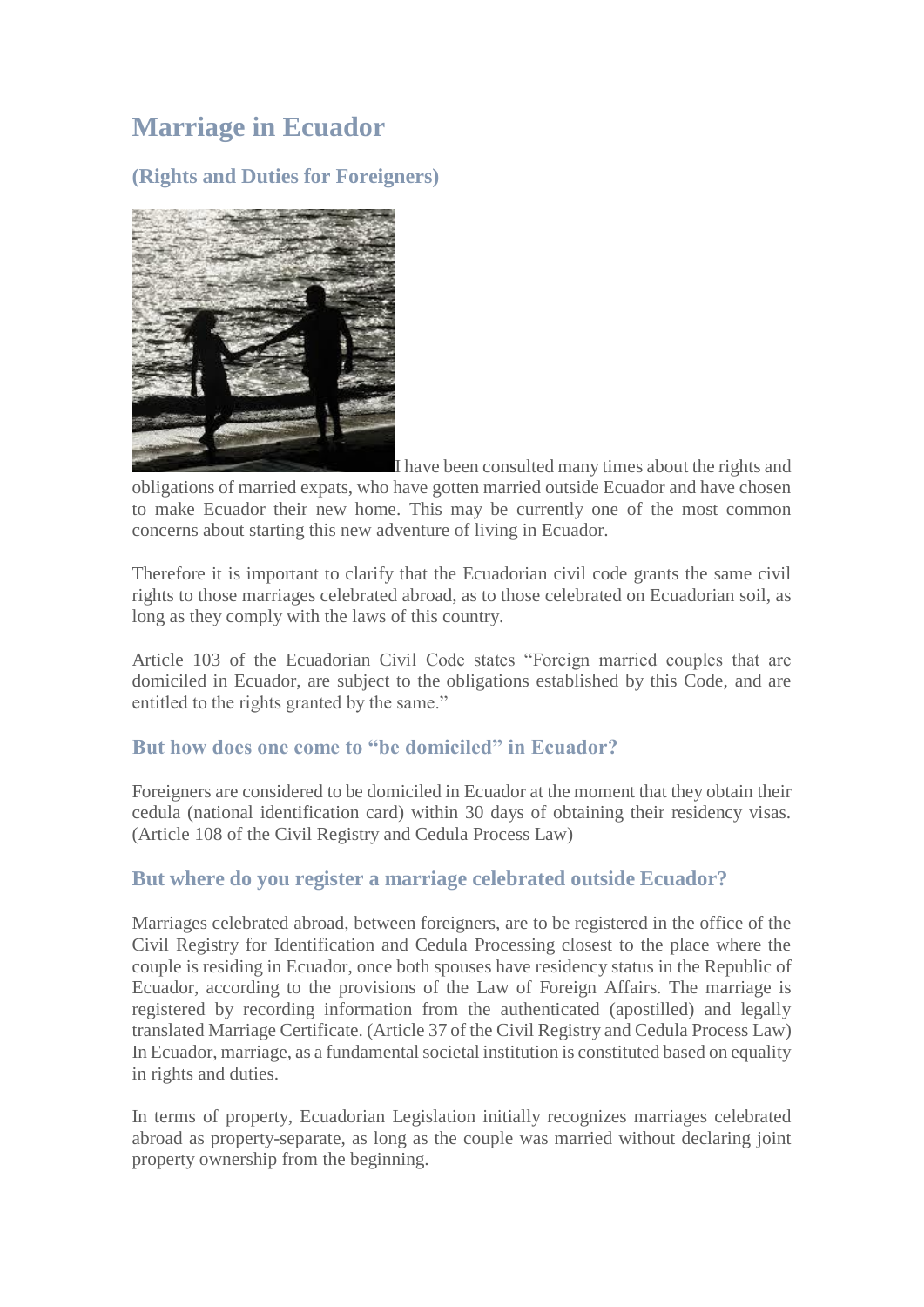# Marriage in Ecuador

## (Rights and Duties for Foreigners)

I have been consulted many times about the rights and obligations of married expats, who have gotten married outside Ecuador and have chosen to make Ecuador their new home. This may be currently one of the most common concerns about starting this new adventure of living in Ecuador.

Therefore it is important to clarify that the Ecuadorian civil code grants the same civil rights to those marriages celebrated abroad, as to those celebrated on Ecuadorian soil, as long as they comply with the laws of this country.

Article 103 of the Ecuadorian Civil Code states "Foreign married couples that are domiciled in Ecuador, are subject to the obligations established by this Code, and are entitled to the rights granted by the same."

### But how does one come to "be domiciled" in Ecuador?

Foreigners are considered to be domiciled in Ecuador at the moment that they obtain their cedula (national identification card) within 30 days of obtaining their residency visas. (Article 108 of the Civil Registry and Cedula Process Law)

### But where do you register a marriage celebrated outside Ecuador?

Marriages celebrated abroad, between foreigners, are to be registered in the office of the Civil Registry for Identification and Cedula Processing closest to the place where the couple is residing in Ecuador, once both spouses have residency status in the Republic of Ecuador, according to the provisions of the Law of Foreign Affairs. The marriage is registered by recording information from the authenticated (apostilled) and legally translated Marriage Certificate. (Article 37 of the Civil Registry and Cedula Process Law) In Ecuador, marriage, as a fundamental societal institution is constituted based on equality in rights and duties.

In terms of property, Ecuadorian Legislation initially recognizes marriages celebrated abroad as property-separate, as long as the couple was married without declaring joint property ownership from the beginning.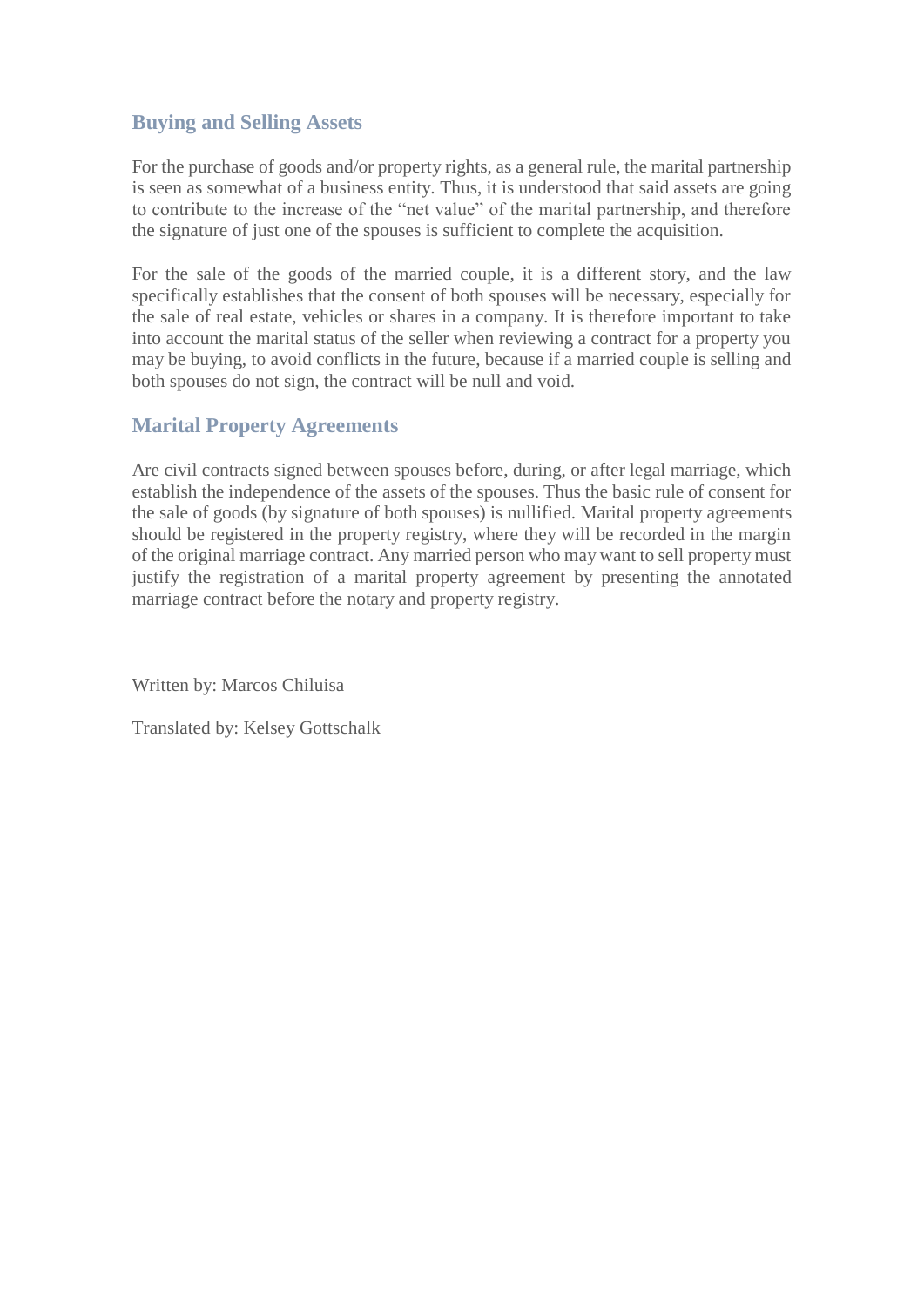## Buying and Selling Assets

For the purchase of goods and/or property rights, as a general rule, the marital partnership is seen as somewhat of a business entity. Thus, it is understood that said assets are going to contribute to the increase of the "net value" of the marital partnership, and therefore the signature of just one of the spouses is sufficient to complete the acquisition.

For the sale of the goods of the married couple, it is a different story, and the law specifically establishes that the consent of both spouses will be necessary, especially for the sale of real estate, vehicles or shares in a company. It is therefore important to take into account the marital status of the seller when reviewing a contract for a property you may be buying, to avoid conflicts in the future, because if a married couple is selling and both spouses do not sign, the contract will be null and void.

## Marital Property Agreements

Are civil contracts signed between spouses before, during, or after legal marriage, which establish the independence of the assets of the spouses. Thus the basic rule of consent for the sale of goods (by signature of both spouses) is nullified. Marital property agreements should be registered in the property registry, where they will be recorded in the margin of the original marriage contract. Any married person who may want to sell property must justify the registration of a marital property agreement by presenting the annotated marriage contract before the notary and property registry.

Written by: Marcos Chiluisa

Translated by: Kelsey Gottschalk